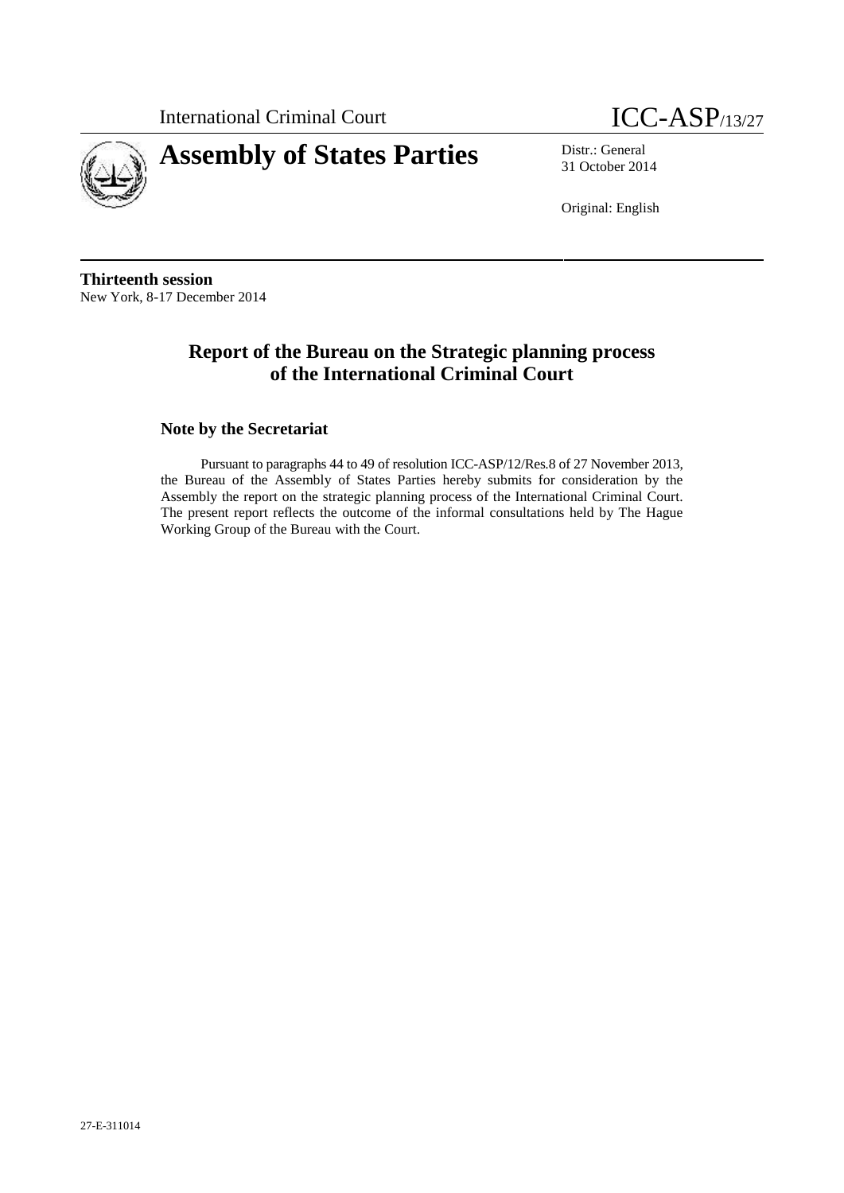International Criminal Court

# ICC-ASP/13/27

# Assembly of States Parties

Distr.: General
31 October 2014

Original: English

**Thirteenth session**
New York, 8-17 December 2014

## Report of the Bureau on the Strategic planning process of the International Criminal Court

### Note by the Secretariat

Pursuant to paragraphs 44 to 49 of resolution ICC-ASP/12/Res.8 of 27 November 2013, the Bureau of the Assembly of States Parties hereby submits for consideration by the Assembly the report on the strategic planning process of the International Criminal Court. The present report reflects the outcome of the informal consultations held by The Hague Working Group of the Bureau with the Court.

27-E-311014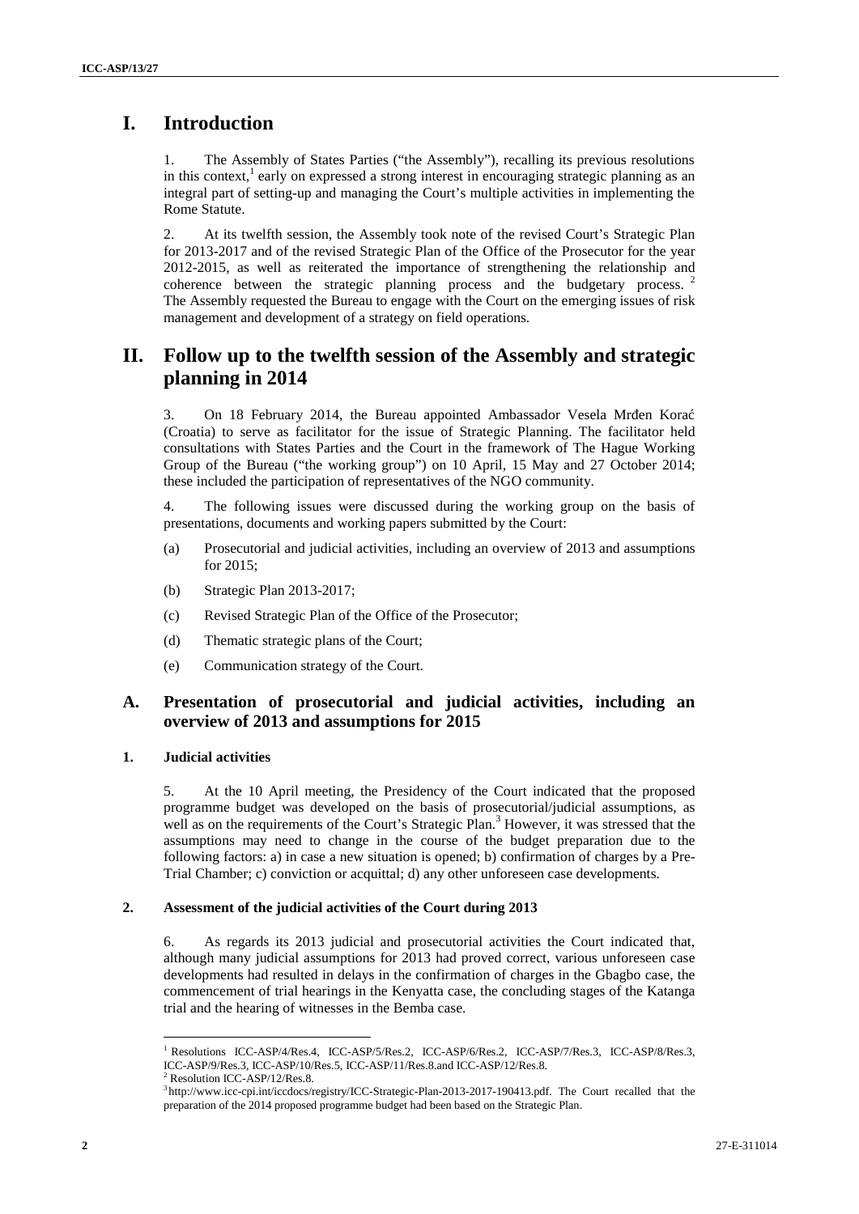# I. Introduction

1. The Assembly of States Parties ("the Assembly"), recalling its previous resolutions in this context,[1] early on expressed a strong interest in encouraging strategic planning as an integral part of setting-up and managing the Court's multiple activities in implementing the Rome Statute.

2. At its twelfth session, the Assembly took note of the revised Court's Strategic Plan for 2013-2017 and of the revised Strategic Plan of the Office of the Prosecutor for the year 2012-2015, as well as reiterated the importance of strengthening the relationship and coherence between the strategic planning process and the budgetary process.[2] The Assembly requested the Bureau to engage with the Court on the emerging issues of risk management and development of a strategy on field operations.

# II. Follow up to the twelfth session of the Assembly and strategic planning in 2014

3. On 18 February 2014, the Bureau appointed Ambassador Vesela Mrđen Korać (Croatia) to serve as facilitator for the issue of Strategic Planning. The facilitator held consultations with States Parties and the Court in the framework of The Hague Working Group of the Bureau ("the working group") on 10 April, 15 May and 27 October 2014; these included the participation of representatives of the NGO community.

4. The following issues were discussed during the working group on the basis of presentations, documents and working papers submitted by the Court:

(a) Prosecutorial and judicial activities, including an overview of 2013 and assumptions for 2015;

(b) Strategic Plan 2013-2017;

(c) Revised Strategic Plan of the Office of the Prosecutor;

(d) Thematic strategic plans of the Court;

(e) Communication strategy of the Court.

## A. Presentation of prosecutorial and judicial activities, including an overview of 2013 and assumptions for 2015

### 1. Judicial activities

5. At the 10 April meeting, the Presidency of the Court indicated that the proposed programme budget was developed on the basis of prosecutorial/judicial assumptions, as well as on the requirements of the Court's Strategic Plan.[3] However, it was stressed that the assumptions may need to change in the course of the budget preparation due to the following factors: a) in case a new situation is opened; b) confirmation of charges by a Pre-Trial Chamber; c) conviction or acquittal; d) any other unforeseen case developments.

### 2. Assessment of the judicial activities of the Court during 2013

6. As regards its 2013 judicial and prosecutorial activities the Court indicated that, although many judicial assumptions for 2013 had proved correct, various unforeseen case developments had resulted in delays in the confirmation of charges in the Gbagbo case, the commencement of trial hearings in the Kenyatta case, the concluding stages of the Katanga trial and the hearing of witnesses in the Bemba case.

---

[1] Resolutions ICC-ASP/4/Res.4, ICC-ASP/5/Res.2, ICC-ASP/6/Res.2, ICC-ASP/7/Res.3, ICC-ASP/8/Res.3, ICC-ASP/9/Res.3, ICC-ASP/10/Res.5, ICC-ASP/11/Res.8.and ICC-ASP/12/Res.8.

[2] Resolution ICC-ASP/12/Res.8.

[3] http://www.icc-cpi.int/iccdocs/registry/ICC-Strategic-Plan-2013-2017-190413.pdf. The Court recalled that the preparation of the 2014 proposed programme budget had been based on the Strategic Plan.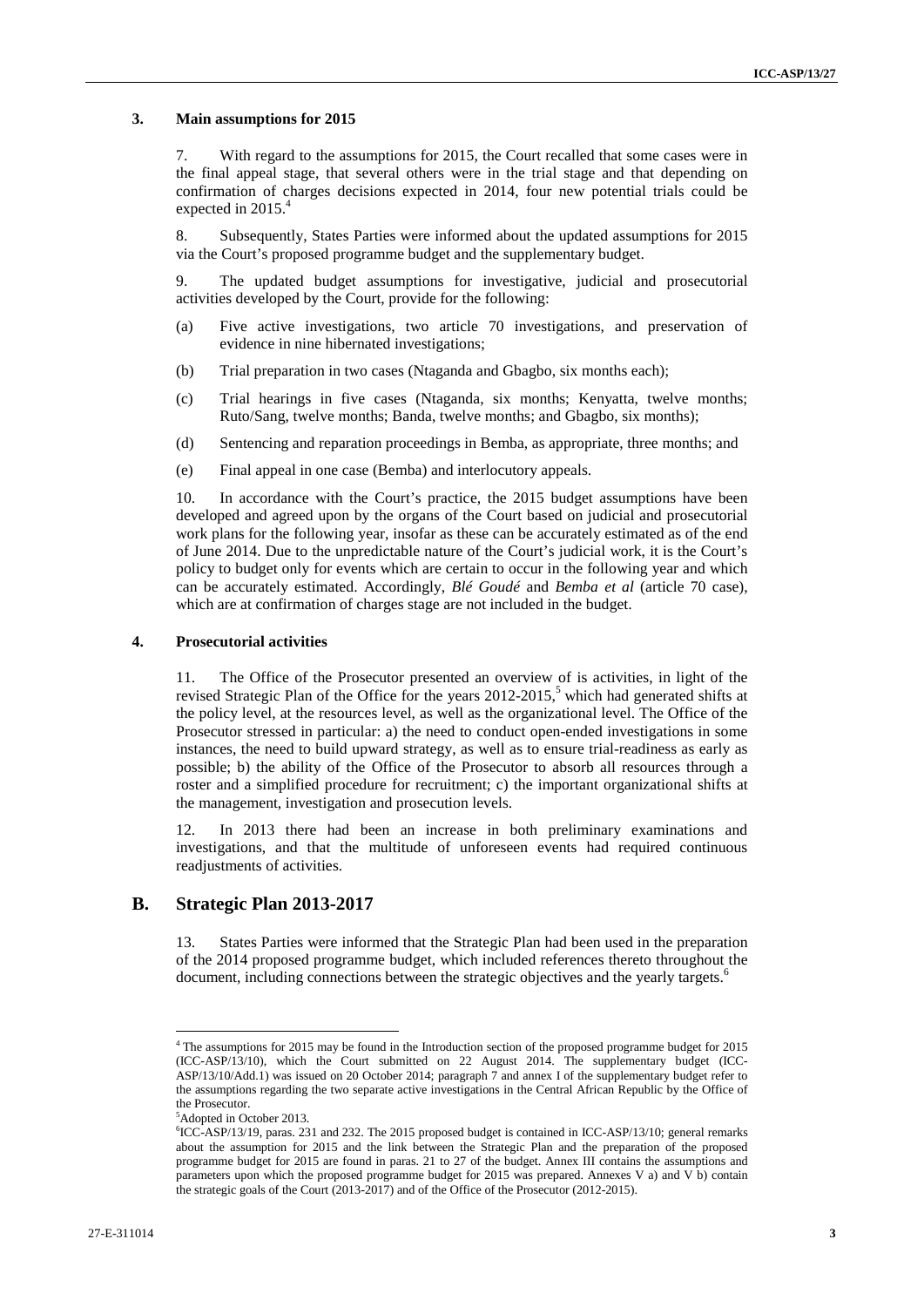### 3. Main assumptions for 2015

7. With regard to the assumptions for 2015, the Court recalled that some cases were in the final appeal stage, that several others were in the trial stage and that depending on confirmation of charges decisions expected in 2014, four new potential trials could be expected in 2015.[4]

8. Subsequently, States Parties were informed about the updated assumptions for 2015 via the Court's proposed programme budget and the supplementary budget.

9. The updated budget assumptions for investigative, judicial and prosecutorial activities developed by the Court, provide for the following:

(a) Five active investigations, two article 70 investigations, and preservation of evidence in nine hibernated investigations;

(b) Trial preparation in two cases (Ntaganda and Gbagbo, six months each);

(c) Trial hearings in five cases (Ntaganda, six months; Kenyatta, twelve months; Ruto/Sang, twelve months; Banda, twelve months; and Gbagbo, six months);

(d) Sentencing and reparation proceedings in Bemba, as appropriate, three months; and

(e) Final appeal in one case (Bemba) and interlocutory appeals.

10. In accordance with the Court's practice, the 2015 budget assumptions have been developed and agreed upon by the organs of the Court based on judicial and prosecutorial work plans for the following year, insofar as these can be accurately estimated as of the end of June 2014. Due to the unpredictable nature of the Court's judicial work, it is the Court's policy to budget only for events which are certain to occur in the following year and which can be accurately estimated. Accordingly, *Blé Goudé* and *Bemba et al* (article 70 case), which are at confirmation of charges stage are not included in the budget.

### 4. Prosecutorial activities

11. The Office of the Prosecutor presented an overview of is activities, in light of the revised Strategic Plan of the Office for the years 2012-2015,[5] which had generated shifts at the policy level, at the resources level, as well as the organizational level. The Office of the Prosecutor stressed in particular: a) the need to conduct open-ended investigations in some instances, the need to build upward strategy, as well as to ensure trial-readiness as early as possible; b) the ability of the Office of the Prosecutor to absorb all resources through a roster and a simplified procedure for recruitment; c) the important organizational shifts at the management, investigation and prosecution levels.

12. In 2013 there had been an increase in both preliminary examinations and investigations, and that the multitude of unforeseen events had required continuous readjustments of activities.

## B. Strategic Plan 2013-2017

13. States Parties were informed that the Strategic Plan had been used in the preparation of the 2014 proposed programme budget, which included references thereto throughout the document, including connections between the strategic objectives and the yearly targets.[6]

---

[4] The assumptions for 2015 may be found in the Introduction section of the proposed programme budget for 2015 (ICC-ASP/13/10), which the Court submitted on 22 August 2014. The supplementary budget (ICC-ASP/13/10/Add.1) was issued on 20 October 2014; paragraph 7 and annex I of the supplementary budget refer to the assumptions regarding the two separate active investigations in the Central African Republic by the Office of the Prosecutor.

[5] Adopted in October 2013.

[6] ICC-ASP/13/19, paras. 231 and 232. The 2015 proposed budget is contained in ICC-ASP/13/10; general remarks about the assumption for 2015 and the link between the Strategic Plan and the preparation of the proposed programme budget for 2015 are found in paras. 21 to 27 of the budget. Annex III contains the assumptions and parameters upon which the proposed programme budget for 2015 was prepared. Annexes V a) and V b) contain the strategic goals of the Court (2013-2017) and of the Office of the Prosecutor (2012-2015).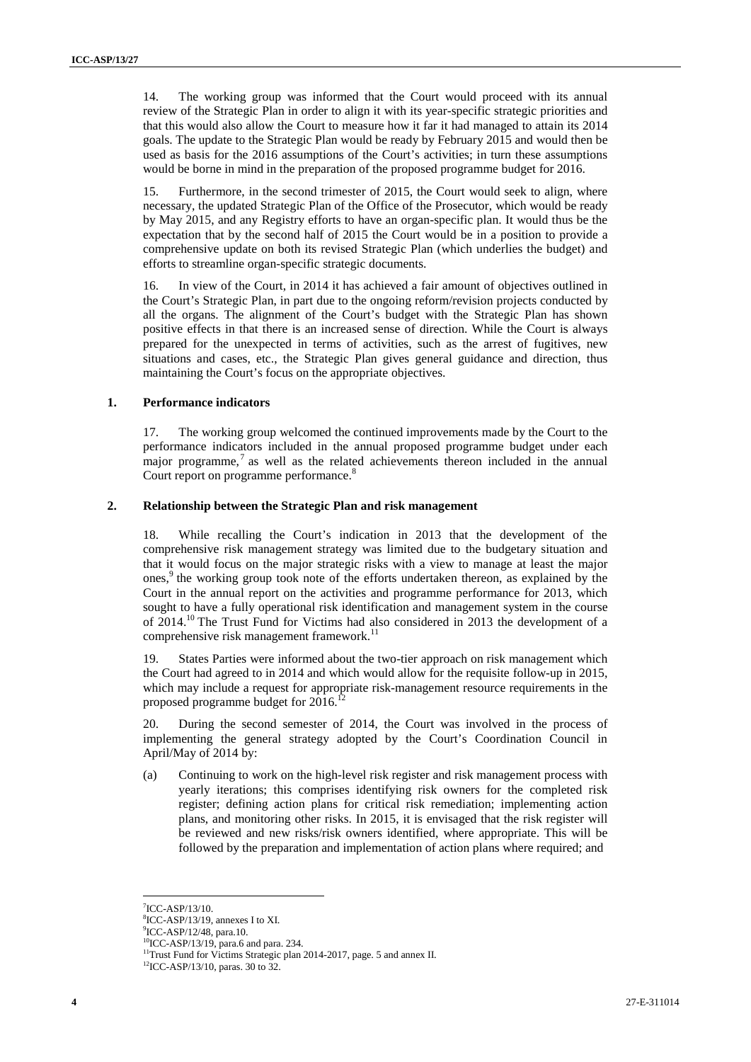14. The working group was informed that the Court would proceed with its annual review of the Strategic Plan in order to align it with its year-specific strategic priorities and that this would also allow the Court to measure how it far it had managed to attain its 2014 goals. The update to the Strategic Plan would be ready by February 2015 and would then be used as basis for the 2016 assumptions of the Court's activities; in turn these assumptions would be borne in mind in the preparation of the proposed programme budget for 2016.

15. Furthermore, in the second trimester of 2015, the Court would seek to align, where necessary, the updated Strategic Plan of the Office of the Prosecutor, which would be ready by May 2015, and any Registry efforts to have an organ-specific plan. It would thus be the expectation that by the second half of 2015 the Court would be in a position to provide a comprehensive update on both its revised Strategic Plan (which underlies the budget) and efforts to streamline organ-specific strategic documents.

16. In view of the Court, in 2014 it has achieved a fair amount of objectives outlined in the Court's Strategic Plan, in part due to the ongoing reform/revision projects conducted by all the organs. The alignment of the Court's budget with the Strategic Plan has shown positive effects in that there is an increased sense of direction. While the Court is always prepared for the unexpected in terms of activities, such as the arrest of fugitives, new situations and cases, etc., the Strategic Plan gives general guidance and direction, thus maintaining the Court's focus on the appropriate objectives.

### 1. Performance indicators

17. The working group welcomed the continued improvements made by the Court to the performance indicators included in the annual proposed programme budget under each major programme,[7] as well as the related achievements thereon included in the annual Court report on programme performance.[8]

### 2. Relationship between the Strategic Plan and risk management

18. While recalling the Court's indication in 2013 that the development of the comprehensive risk management strategy was limited due to the budgetary situation and that it would focus on the major strategic risks with a view to manage at least the major ones,[9] the working group took note of the efforts undertaken thereon, as explained by the Court in the annual report on the activities and programme performance for 2013, which sought to have a fully operational risk identification and management system in the course of 2014.[10] The Trust Fund for Victims had also considered in 2013 the development of a comprehensive risk management framework.[11]

19. States Parties were informed about the two-tier approach on risk management which the Court had agreed to in 2014 and which would allow for the requisite follow-up in 2015, which may include a request for appropriate risk-management resource requirements in the proposed programme budget for 2016.[12]

20. During the second semester of 2014, the Court was involved in the process of implementing the general strategy adopted by the Court's Coordination Council in April/May of 2014 by:

(a) Continuing to work on the high-level risk register and risk management process with yearly iterations; this comprises identifying risk owners for the completed risk register; defining action plans for critical risk remediation; implementing action plans, and monitoring other risks. In 2015, it is envisaged that the risk register will be reviewed and new risks/risk owners identified, where appropriate. This will be followed by the preparation and implementation of action plans where required; and

---

[7] ICC-ASP/13/10.

[8] ICC-ASP/13/19, annexes I to XI.

[9] ICC-ASP/12/48, para.10.

[10] ICC-ASP/13/19, para.6 and para. 234.

[11] Trust Fund for Victims Strategic plan 2014-2017, page. 5 and annex II.

[12] ICC-ASP/13/10, paras. 30 to 32.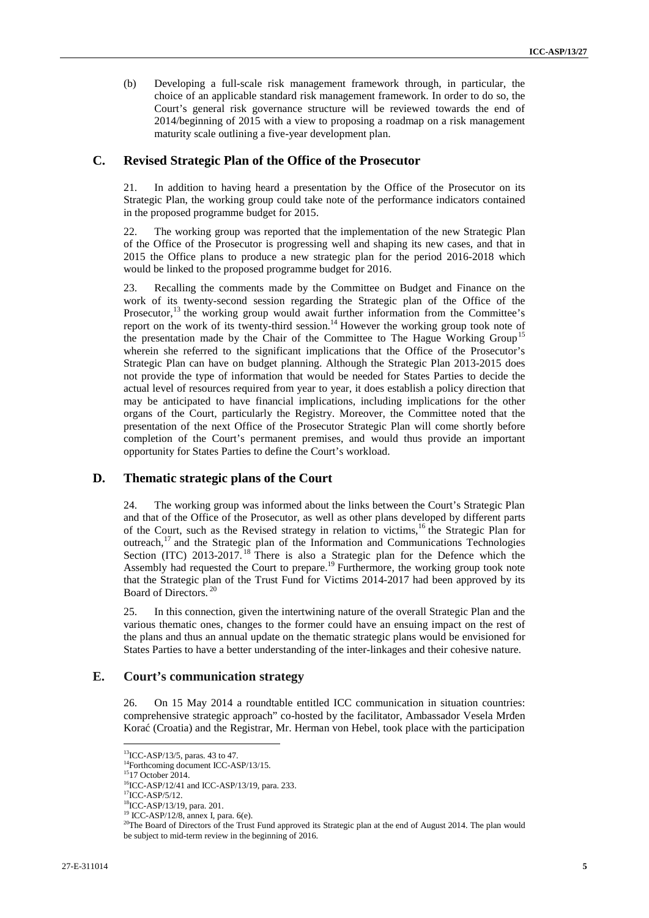(b) Developing a full-scale risk management framework through, in particular, the choice of an applicable standard risk management framework. In order to do so, the Court's general risk governance structure will be reviewed towards the end of 2014/beginning of 2015 with a view to proposing a roadmap on a risk management maturity scale outlining a five-year development plan.

## C. Revised Strategic Plan of the Office of the Prosecutor

21. In addition to having heard a presentation by the Office of the Prosecutor on its Strategic Plan, the working group could take note of the performance indicators contained in the proposed programme budget for 2015.

22. The working group was reported that the implementation of the new Strategic Plan of the Office of the Prosecutor is progressing well and shaping its new cases, and that in 2015 the Office plans to produce a new strategic plan for the period 2016-2018 which would be linked to the proposed programme budget for 2016.

23. Recalling the comments made by the Committee on Budget and Finance on the work of its twenty-second session regarding the Strategic plan of the Office of the Prosecutor,[13] the working group would await further information from the Committee's report on the work of its twenty-third session.[14] However the working group took note of the presentation made by the Chair of the Committee to The Hague Working Group[15] wherein she referred to the significant implications that the Office of the Prosecutor's Strategic Plan can have on budget planning. Although the Strategic Plan 2013-2015 does not provide the type of information that would be needed for States Parties to decide the actual level of resources required from year to year, it does establish a policy direction that may be anticipated to have financial implications, including implications for the other organs of the Court, particularly the Registry. Moreover, the Committee noted that the presentation of the next Office of the Prosecutor Strategic Plan will come shortly before completion of the Court's permanent premises, and would thus provide an important opportunity for States Parties to define the Court's workload.

## D. Thematic strategic plans of the Court

24. The working group was informed about the links between the Court's Strategic Plan and that of the Office of the Prosecutor, as well as other plans developed by different parts of the Court, such as the Revised strategy in relation to victims,[16] the Strategic Plan for outreach,[17] and the Strategic plan of the Information and Communications Technologies Section (ITC) 2013-2017.[18] There is also a Strategic plan for the Defence which the Assembly had requested the Court to prepare.[19] Furthermore, the working group took note that the Strategic plan of the Trust Fund for Victims 2014-2017 had been approved by its Board of Directors.[20]

25. In this connection, given the intertwining nature of the overall Strategic Plan and the various thematic ones, changes to the former could have an ensuing impact on the rest of the plans and thus an annual update on the thematic strategic plans would be envisioned for States Parties to have a better understanding of the inter-linkages and their cohesive nature.

## E. Court's communication strategy

26. On 15 May 2014 a roundtable entitled ICC communication in situation countries: comprehensive strategic approach" co-hosted by the facilitator, Ambassador Vesela Mrden Korać (Croatia) and the Registrar, Mr. Herman von Hebel, took place with the participation

---

[13] ICC-ASP/13/5, paras. 43 to 47.

[14] Forthcoming document ICC-ASP/13/15.

[15] 17 October 2014.

[16] ICC-ASP/12/41 and ICC-ASP/13/19, para. 233.

[17] ICC-ASP/5/12.

[18] ICC-ASP/13/19, para. 201.

[19] ICC-ASP/12/8, annex I, para. 6(e).

[20] The Board of Directors of the Trust Fund approved its Strategic plan at the end of August 2014. The plan would be subject to mid-term review in the beginning of 2016.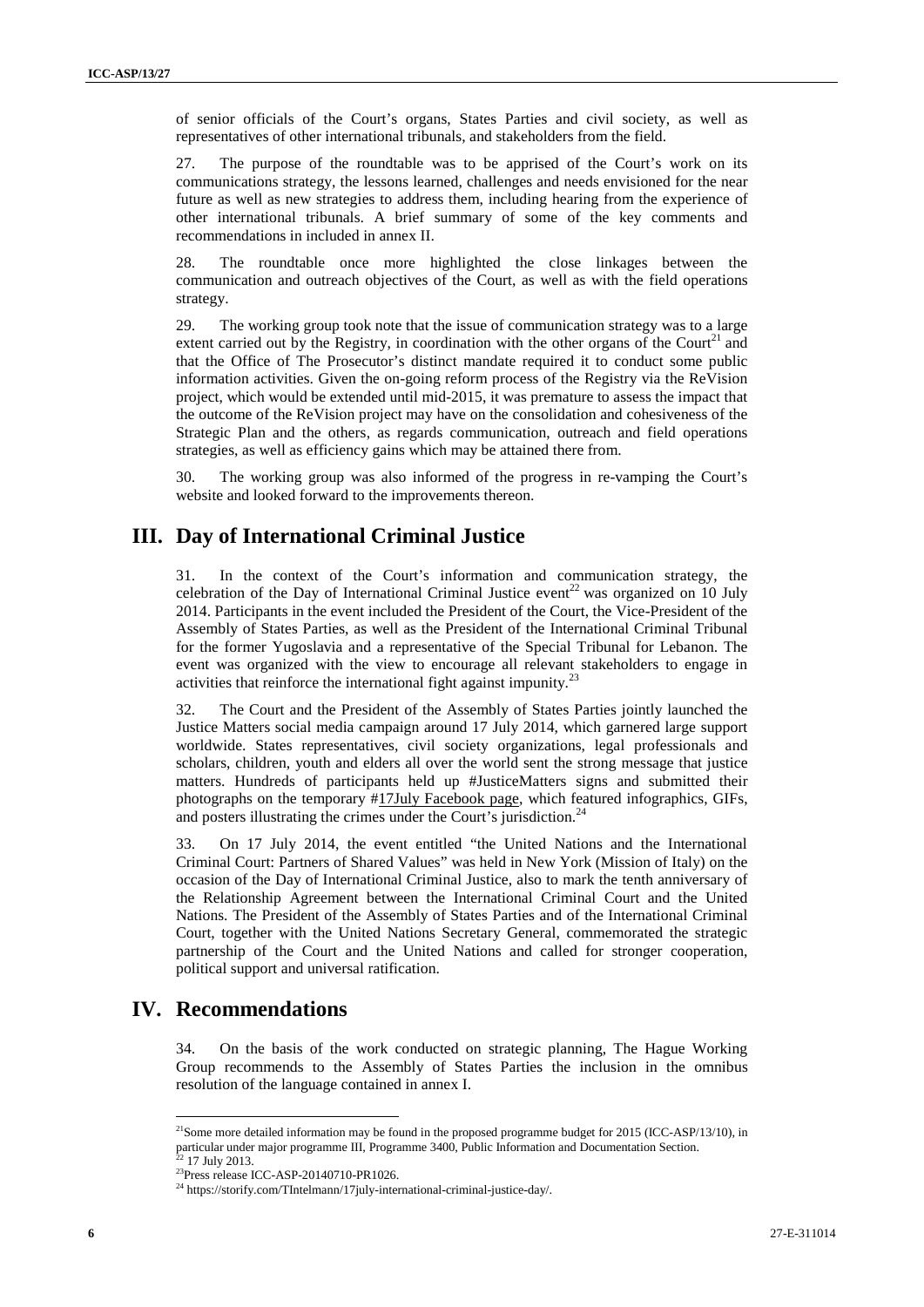of senior officials of the Court's organs, States Parties and civil society, as well as representatives of other international tribunals, and stakeholders from the field.

27. The purpose of the roundtable was to be apprised of the Court's work on its communications strategy, the lessons learned, challenges and needs envisioned for the near future as well as new strategies to address them, including hearing from the experience of other international tribunals. A brief summary of some of the key comments and recommendations in included in annex II.

28. The roundtable once more highlighted the close linkages between the communication and outreach objectives of the Court, as well as with the field operations strategy.

29. The working group took note that the issue of communication strategy was to a large extent carried out by the Registry, in coordination with the other organs of the Court[21] and that the Office of The Prosecutor's distinct mandate required it to conduct some public information activities. Given the on-going reform process of the Registry via the ReVision project, which would be extended until mid-2015, it was premature to assess the impact that the outcome of the ReVision project may have on the consolidation and cohesiveness of the Strategic Plan and the others, as regards communication, outreach and field operations strategies, as well as efficiency gains which may be attained there from.

30. The working group was also informed of the progress in re-vamping the Court's website and looked forward to the improvements thereon.

# III. Day of International Criminal Justice

31. In the context of the Court's information and communication strategy, the celebration of the Day of International Criminal Justice event[22] was organized on 10 July 2014. Participants in the event included the President of the Court, the Vice-President of the Assembly of States Parties, as well as the President of the International Criminal Tribunal for the former Yugoslavia and a representative of the Special Tribunal for Lebanon. The event was organized with the view to encourage all relevant stakeholders to engage in activities that reinforce the international fight against impunity.[23]

32. The Court and the President of the Assembly of States Parties jointly launched the Justice Matters social media campaign around 17 July 2014, which garnered large support worldwide. States representatives, civil society organizations, legal professionals and scholars, children, youth and elders all over the world sent the strong message that justice matters. Hundreds of participants held up #JusticeMatters signs and submitted their photographs on the temporary #17July Facebook page, which featured infographics, GIFs, and posters illustrating the crimes under the Court's jurisdiction.[24]

33. On 17 July 2014, the event entitled "the United Nations and the International Criminal Court: Partners of Shared Values" was held in New York (Mission of Italy) on the occasion of the Day of International Criminal Justice, also to mark the tenth anniversary of the Relationship Agreement between the International Criminal Court and the United Nations. The President of the Assembly of States Parties and of the International Criminal Court, together with the United Nations Secretary General, commemorated the strategic partnership of the Court and the United Nations and called for stronger cooperation, political support and universal ratification.

# IV. Recommendations

34. On the basis of the work conducted on strategic planning, The Hague Working Group recommends to the Assembly of States Parties the inclusion in the omnibus resolution of the language contained in annex I.

---

[21] Some more detailed information may be found in the proposed programme budget for 2015 (ICC-ASP/13/10), in particular under major programme III, Programme 3400, Public Information and Documentation Section.

[22] 17 July 2013.

[23] Press release ICC-ASP-20140710-PR1026.

[24] https://storify.com/TIntelmann/17july-international-criminal-justice-day/.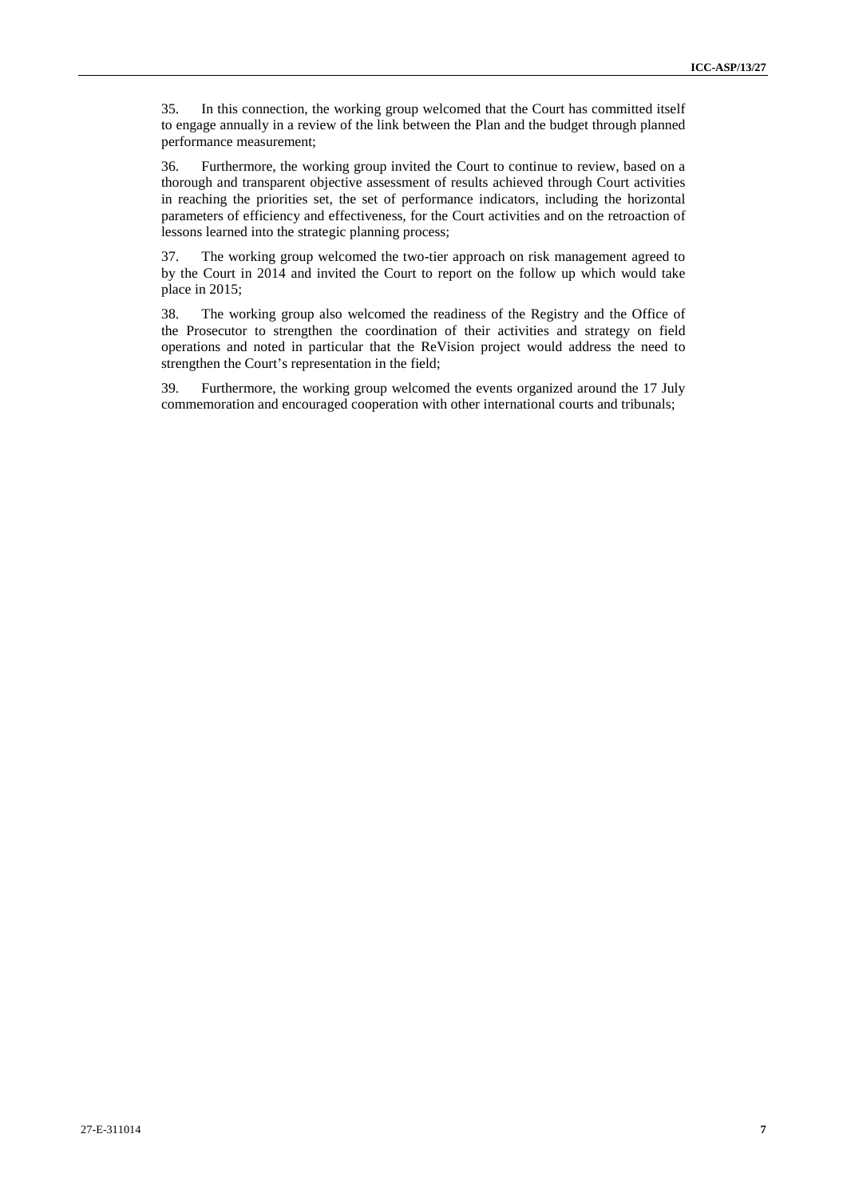35. In this connection, the working group welcomed that the Court has committed itself to engage annually in a review of the link between the Plan and the budget through planned performance measurement;

36. Furthermore, the working group invited the Court to continue to review, based on a thorough and transparent objective assessment of results achieved through Court activities in reaching the priorities set, the set of performance indicators, including the horizontal parameters of efficiency and effectiveness, for the Court activities and on the retroaction of lessons learned into the strategic planning process;

37. The working group welcomed the two-tier approach on risk management agreed to by the Court in 2014 and invited the Court to report on the follow up which would take place in 2015;

38. The working group also welcomed the readiness of the Registry and the Office of the Prosecutor to strengthen the coordination of their activities and strategy on field operations and noted in particular that the ReVision project would address the need to strengthen the Court's representation in the field;

39. Furthermore, the working group welcomed the events organized around the 17 July commemoration and encouraged cooperation with other international courts and tribunals;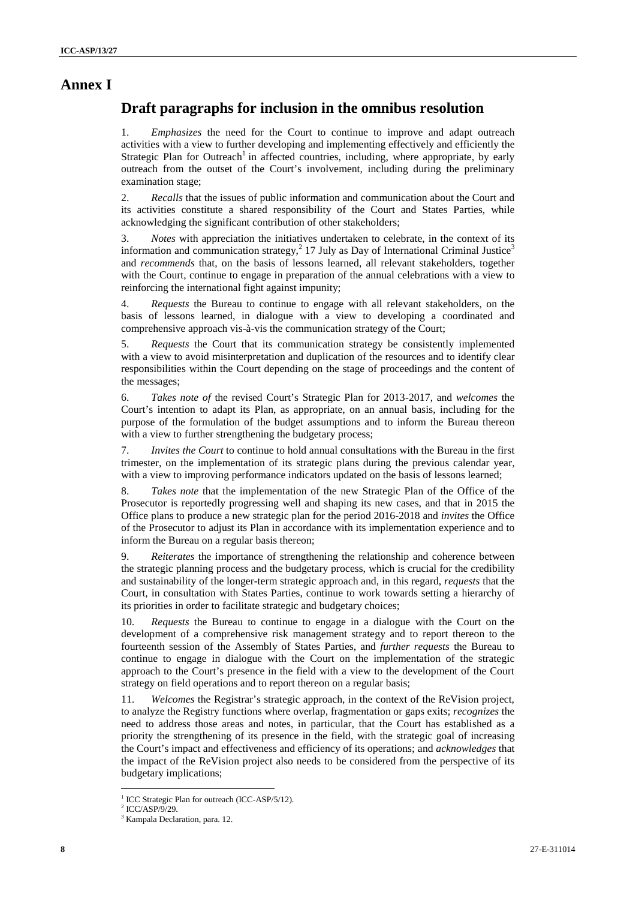# Annex I

## Draft paragraphs for inclusion in the omnibus resolution

1. *Emphasizes* the need for the Court to continue to improve and adapt outreach activities with a view to further developing and implementing effectively and efficiently the Strategic Plan for Outreach[1] in affected countries, including, where appropriate, by early outreach from the outset of the Court's involvement, including during the preliminary examination stage;

2. *Recalls* that the issues of public information and communication about the Court and its activities constitute a shared responsibility of the Court and States Parties, while acknowledging the significant contribution of other stakeholders;

3. *Notes* with appreciation the initiatives undertaken to celebrate, in the context of its information and communication strategy,[2] 17 July as Day of International Criminal Justice[3] and *recommends* that, on the basis of lessons learned, all relevant stakeholders, together with the Court, continue to engage in preparation of the annual celebrations with a view to reinforcing the international fight against impunity;

4. *Requests* the Bureau to continue to engage with all relevant stakeholders, on the basis of lessons learned, in dialogue with a view to developing a coordinated and comprehensive approach vis-à-vis the communication strategy of the Court;

5. *Requests* the Court that its communication strategy be consistently implemented with a view to avoid misinterpretation and duplication of the resources and to identify clear responsibilities within the Court depending on the stage of proceedings and the content of the messages;

6. *Takes note of* the revised Court's Strategic Plan for 2013-2017, and *welcomes* the Court's intention to adapt its Plan, as appropriate, on an annual basis, including for the purpose of the formulation of the budget assumptions and to inform the Bureau thereon with a view to further strengthening the budgetary process;

7. *Invites the Court* to continue to hold annual consultations with the Bureau in the first trimester, on the implementation of its strategic plans during the previous calendar year, with a view to improving performance indicators updated on the basis of lessons learned;

8. *Takes note* that the implementation of the new Strategic Plan of the Office of the Prosecutor is reportedly progressing well and shaping its new cases, and that in 2015 the Office plans to produce a new strategic plan for the period 2016-2018 and *invites* the Office of the Prosecutor to adjust its Plan in accordance with its implementation experience and to inform the Bureau on a regular basis thereon;

9. *Reiterates* the importance of strengthening the relationship and coherence between the strategic planning process and the budgetary process, which is crucial for the credibility and sustainability of the longer-term strategic approach and, in this regard, *requests* that the Court, in consultation with States Parties, continue to work towards setting a hierarchy of its priorities in order to facilitate strategic and budgetary choices;

10. *Requests* the Bureau to continue to engage in a dialogue with the Court on the development of a comprehensive risk management strategy and to report thereon to the fourteenth session of the Assembly of States Parties, and *further requests* the Bureau to continue to engage in dialogue with the Court on the implementation of the strategic approach to the Court's presence in the field with a view to the development of the Court strategy on field operations and to report thereon on a regular basis;

11. *Welcomes* the Registrar's strategic approach, in the context of the ReVision project, to analyze the Registry functions where overlap, fragmentation or gaps exits; *recognizes* the need to address those areas and notes, in particular, that the Court has established as a priority the strengthening of its presence in the field, with the strategic goal of increasing the Court's impact and effectiveness and efficiency of its operations; and *acknowledges* that the impact of the ReVision project also needs to be considered from the perspective of its budgetary implications;

[1] ICC Strategic Plan for outreach (ICC-ASP/5/12).
[2] ICC/ASP/9/29.
[3] Kampala Declaration, para. 12.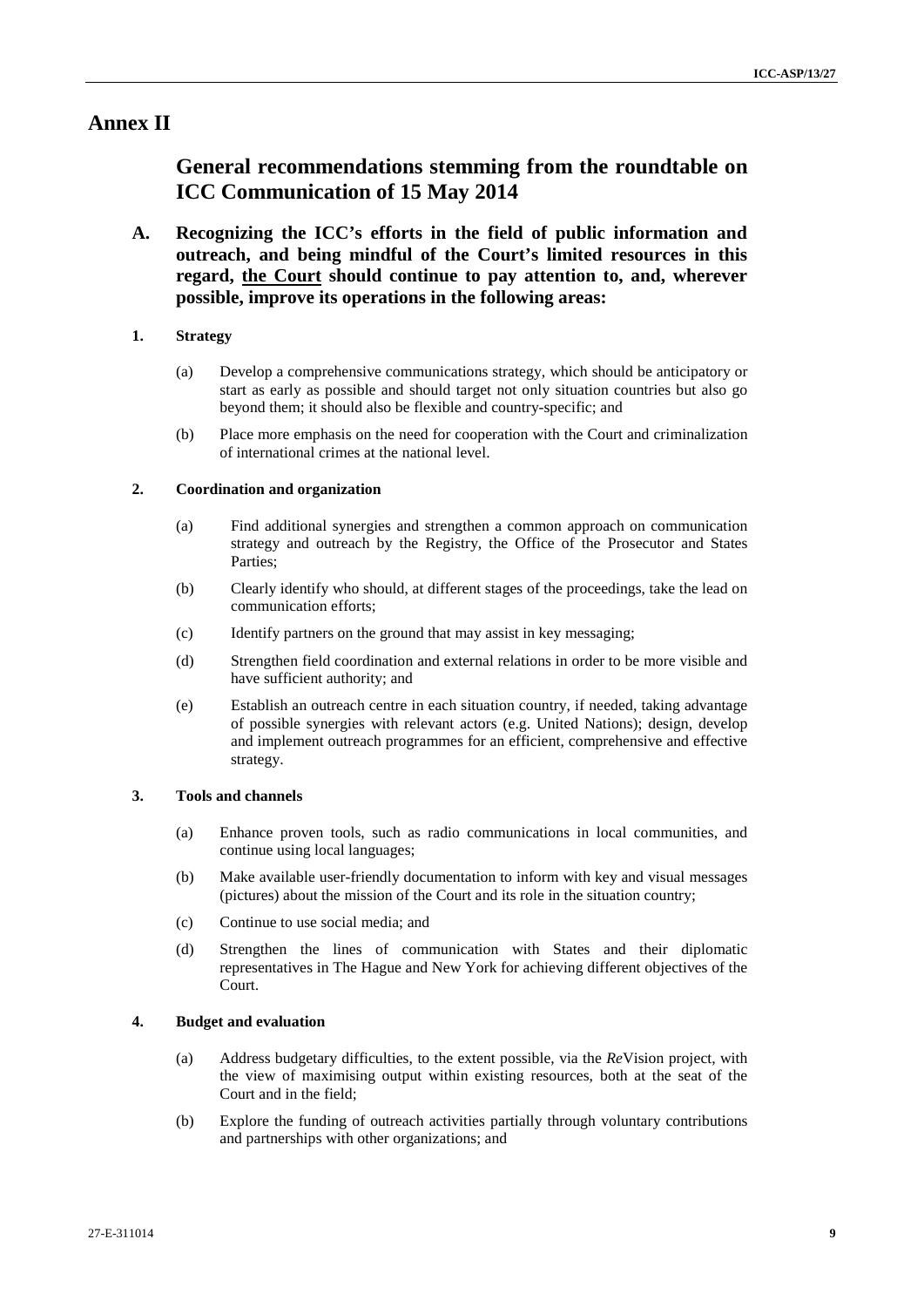# Annex II

## General recommendations stemming from the roundtable on ICC Communication of 15 May 2014

### A. Recognizing the ICC's efforts in the field of public information and outreach, and being mindful of the Court's limited resources in this regard, <u>the Court</u> should continue to pay attention to, and, wherever possible, improve its operations in the following areas:

#### 1. Strategy

(a) Develop a comprehensive communications strategy, which should be anticipatory or start as early as possible and should target not only situation countries but also go beyond them; it should also be flexible and country-specific; and

(b) Place more emphasis on the need for cooperation with the Court and criminalization of international crimes at the national level.

#### 2. Coordination and organization

(a) Find additional synergies and strengthen a common approach on communication strategy and outreach by the Registry, the Office of the Prosecutor and States Parties;

(b) Clearly identify who should, at different stages of the proceedings, take the lead on communication efforts;

(c) Identify partners on the ground that may assist in key messaging;

(d) Strengthen field coordination and external relations in order to be more visible and have sufficient authority; and

(e) Establish an outreach centre in each situation country, if needed, taking advantage of possible synergies with relevant actors (e.g. United Nations); design, develop and implement outreach programmes for an efficient, comprehensive and effective strategy.

#### 3. Tools and channels

(a) Enhance proven tools, such as radio communications in local communities, and continue using local languages;

(b) Make available user-friendly documentation to inform with key and visual messages (pictures) about the mission of the Court and its role in the situation country;

(c) Continue to use social media; and

(d) Strengthen the lines of communication with States and their diplomatic representatives in The Hague and New York for achieving different objectives of the Court.

#### 4. Budget and evaluation

(a) Address budgetary difficulties, to the extent possible, via the *Re*Vision project, with the view of maximising output within existing resources, both at the seat of the Court and in the field;

(b) Explore the funding of outreach activities partially through voluntary contributions and partnerships with other organizations; and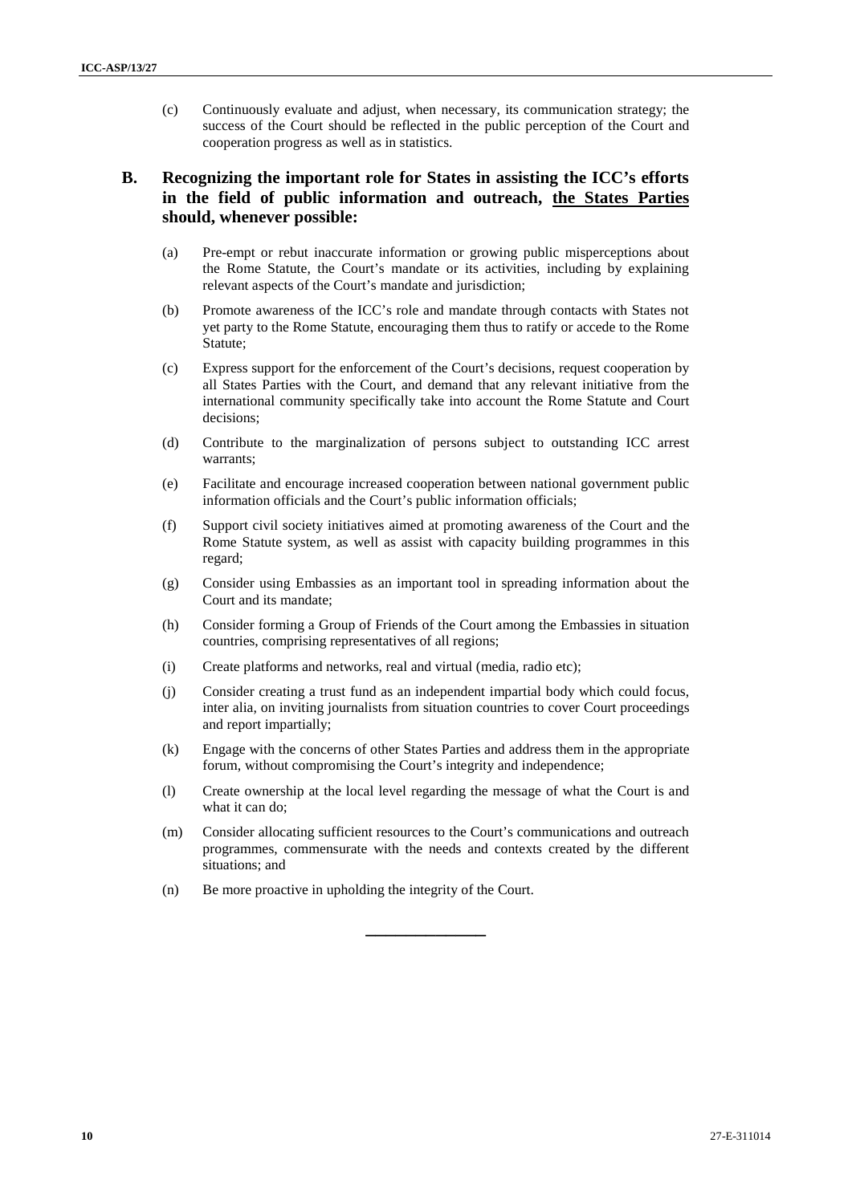(c) Continuously evaluate and adjust, when necessary, its communication strategy; the success of the Court should be reflected in the public perception of the Court and cooperation progress as well as in statistics.

## B. Recognizing the important role for States in assisting the ICC's efforts in the field of public information and outreach, <u>the States Parties</u> should, whenever possible:

(a) Pre-empt or rebut inaccurate information or growing public misperceptions about the Rome Statute, the Court's mandate or its activities, including by explaining relevant aspects of the Court's mandate and jurisdiction;

(b) Promote awareness of the ICC's role and mandate through contacts with States not yet party to the Rome Statute, encouraging them thus to ratify or accede to the Rome Statute;

(c) Express support for the enforcement of the Court's decisions, request cooperation by all States Parties with the Court, and demand that any relevant initiative from the international community specifically take into account the Rome Statute and Court decisions;

(d) Contribute to the marginalization of persons subject to outstanding ICC arrest warrants;

(e) Facilitate and encourage increased cooperation between national government public information officials and the Court's public information officials;

(f) Support civil society initiatives aimed at promoting awareness of the Court and the Rome Statute system, as well as assist with capacity building programmes in this regard;

(g) Consider using Embassies as an important tool in spreading information about the Court and its mandate;

(h) Consider forming a Group of Friends of the Court among the Embassies in situation countries, comprising representatives of all regions;

(i) Create platforms and networks, real and virtual (media, radio etc);

(j) Consider creating a trust fund as an independent impartial body which could focus, inter alia, on inviting journalists from situation countries to cover Court proceedings and report impartially;

(k) Engage with the concerns of other States Parties and address them in the appropriate forum, without compromising the Court's integrity and independence;

(l) Create ownership at the local level regarding the message of what the Court is and what it can do;

(m) Consider allocating sufficient resources to the Court's communications and outreach programmes, commensurate with the needs and contexts created by the different situations; and

(n) Be more proactive in upholding the integrity of the Court.

---